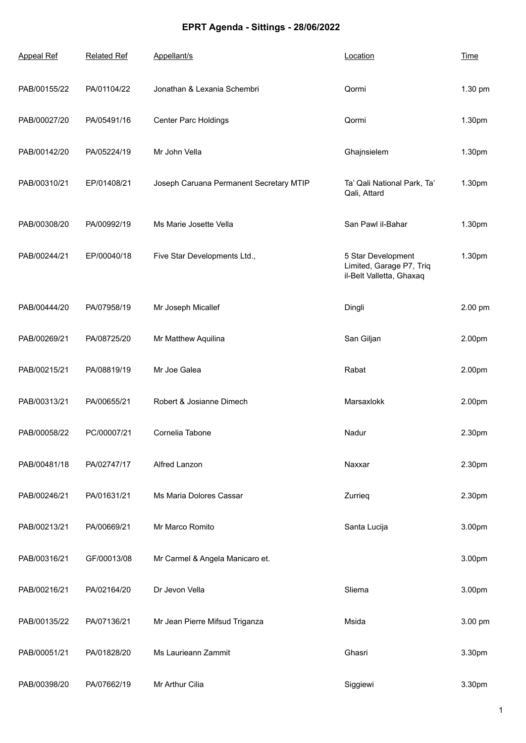# EPRT Agenda - Sittings - 28/06/2022

| Appeal Ref | Related Ref | Appellant/s | Location | Time |
|---|---|---|---|---|
| PAB/00155/22 | PA/01104/22 | Jonathan & Lexania Schembri | Qormi | 1.30 pm |
| PAB/00027/20 | PA/05491/16 | Center Parc Holdings | Qormi | 1.30pm |
| PAB/00142/20 | PA/05224/19 | Mr John Vella | Ghajnsielem | 1.30pm |
| PAB/00310/21 | EP/01408/21 | Joseph Caruana Permanent Secretary MTIP | Ta' Qali National Park, Ta' Qali, Attard | 1.30pm |
| PAB/00308/20 | PA/00992/19 | Ms Marie Josette Vella | San Pawl il-Bahar | 1.30pm |
| PAB/00244/21 | EP/00040/18 | Five Star Developments Ltd., | 5 Star Development Limited, Garage P7, Triq il-Belt Valletta, Ghaxaq | 1.30pm |
| PAB/00444/20 | PA/07958/19 | Mr Joseph Micallef | Dingli | 2.00 pm |
| PAB/00269/21 | PA/08725/20 | Mr Matthew Aquilina | San Giljan | 2.00pm |
| PAB/00215/21 | PA/08819/19 | Mr Joe Galea | Rabat | 2.00pm |
| PAB/00313/21 | PA/00655/21 | Robert & Josianne Dimech | Marsaxlokk | 2.00pm |
| PAB/00058/22 | PC/00007/21 | Cornelia Tabone | Nadur | 2.30pm |
| PAB/00481/18 | PA/02747/17 | Alfred Lanzon | Naxxar | 2.30pm |
| PAB/00246/21 | PA/01631/21 | Ms Maria Dolores Cassar | Zurrieq | 2.30pm |
| PAB/00213/21 | PA/00669/21 | Mr Marco Romito | Santa Lucija | 3.00pm |
| PAB/00316/21 | GF/00013/08 | Mr Carmel & Angela Manicaro et. | | 3.00pm |
| PAB/00216/21 | PA/02164/20 | Dr Jevon Vella | Sliema | 3.00pm |
| PAB/00135/22 | PA/07136/21 | Mr Jean Pierre Mifsud Triganza | Msida | 3.00 pm |
| PAB/00051/21 | PA/01828/20 | Ms Laurieann Zammit | Ghasri | 3.30pm |
| PAB/00398/20 | PA/07662/19 | Mr Arthur Cilia | Siggiewi | 3.30pm |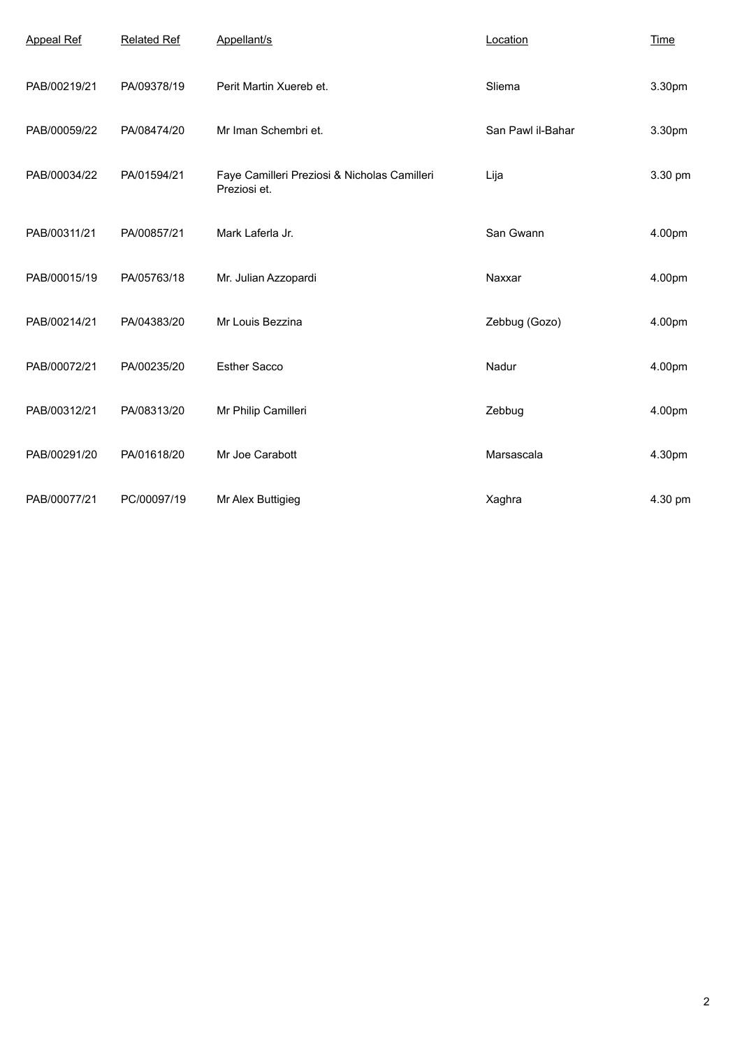| Appeal Ref | Related Ref | Appellant/s | Location | Time |
|---|---|---|---|---|
| PAB/00219/21 | PA/09378/19 | Perit Martin Xuereb et. | Sliema | 3.30pm |
| PAB/00059/22 | PA/08474/20 | Mr Iman Schembri et. | San Pawl il-Bahar | 3.30pm |
| PAB/00034/22 | PA/01594/21 | Faye Camilleri Preziosi & Nicholas Camilleri Preziosi et. | Lija | 3.30 pm |
| PAB/00311/21 | PA/00857/21 | Mark Laferla Jr. | San Gwann | 4.00pm |
| PAB/00015/19 | PA/05763/18 | Mr. Julian Azzopardi | Naxxar | 4.00pm |
| PAB/00214/21 | PA/04383/20 | Mr Louis Bezzina | Zebbug (Gozo) | 4.00pm |
| PAB/00072/21 | PA/00235/20 | Esther Sacco | Nadur | 4.00pm |
| PAB/00312/21 | PA/08313/20 | Mr Philip Camilleri | Zebbug | 4.00pm |
| PAB/00291/20 | PA/01618/20 | Mr Joe Carabott | Marsascala | 4.30pm |
| PAB/00077/21 | PC/00097/19 | Mr Alex Buttigieg | Xaghra | 4.30 pm |